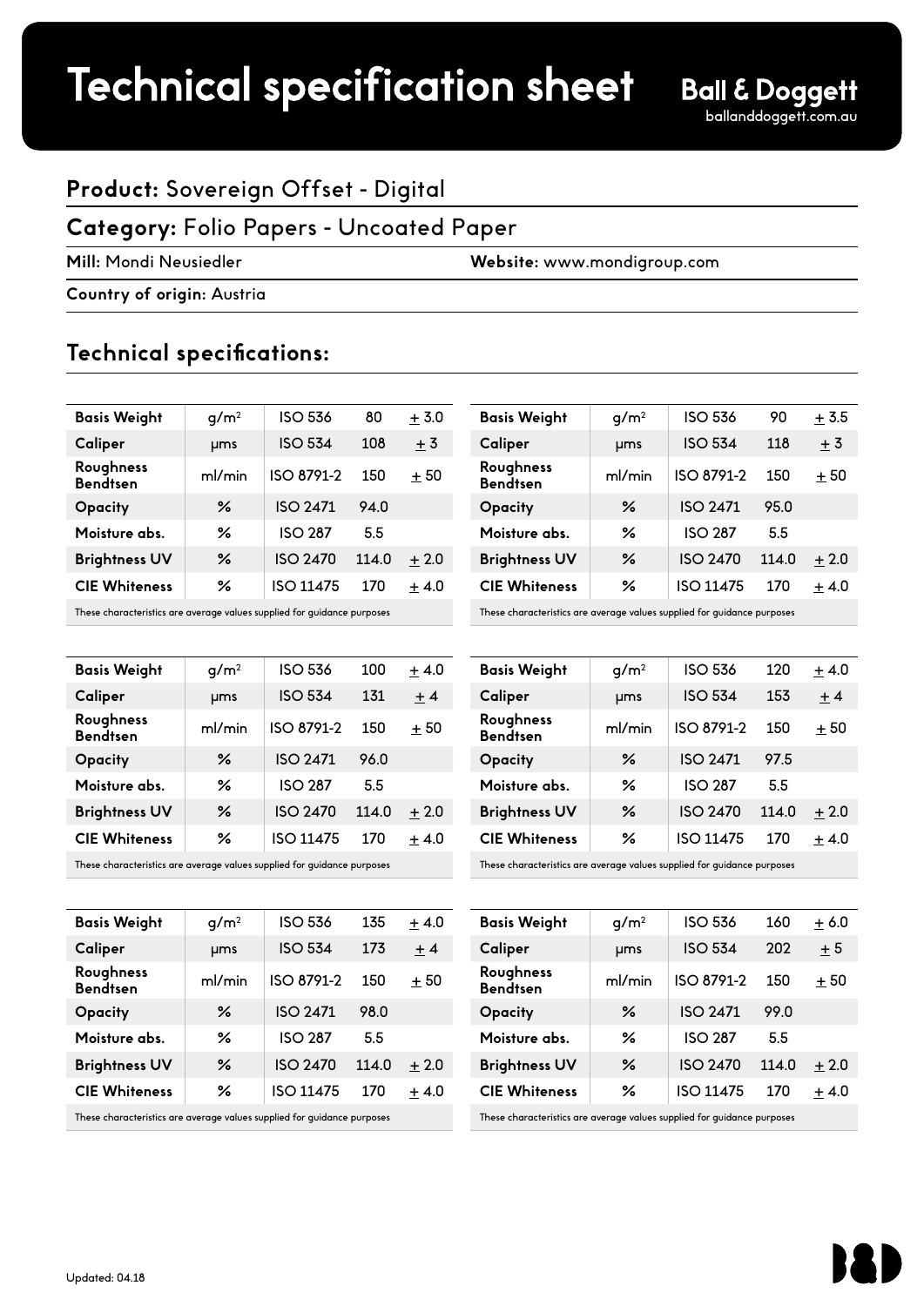# Technical specification sheet

**Ball & Doggett**
balladoggett.com.au

## Product: Sovereign Offset - Digital

## Category: Folio Papers - Uncoated Paper

**Mill:** Mondi Neusiedler

**Website:** www.mondigroup.com

**Country of origin:** Austria

## Technical specifications:

| Basis Weight | g/m² | ISO 536 | 80 | ± 3.0 |
|---|---|---|---|---|
| Caliper | μms | ISO 534 | 108 | ± 3 |
| Roughness Bendtsen | ml/min | ISO 8791-2 | 150 | ± 50 |
| Opacity | % | ISO 2471 | 94.0 | |
| Moisture abs. | % | ISO 287 | 5.5 | |
| Brightness UV | % | ISO 2470 | 114.0 | ± 2.0 |
| CIE Whiteness | % | ISO 11475 | 170 | ± 4.0 |

These characteristics are average values supplied for guidance purposes

| Basis Weight | g/m² | ISO 536 | 90 | ± 3.5 |
|---|---|---|---|---|
| Caliper | μms | ISO 534 | 118 | ± 3 |
| Roughness Bendtsen | ml/min | ISO 8791-2 | 150 | ± 50 |
| Opacity | % | ISO 2471 | 95.0 | |
| Moisture abs. | % | ISO 287 | 5.5 | |
| Brightness UV | % | ISO 2470 | 114.0 | ± 2.0 |
| CIE Whiteness | % | ISO 11475 | 170 | ± 4.0 |

These characteristics are average values supplied for guidance purposes

| Basis Weight | g/m² | ISO 536 | 100 | ± 4.0 |
|---|---|---|---|---|
| Caliper | μms | ISO 534 | 131 | ± 4 |
| Roughness Bendtsen | ml/min | ISO 8791-2 | 150 | ± 50 |
| Opacity | % | ISO 2471 | 96.0 | |
| Moisture abs. | % | ISO 287 | 5.5 | |
| Brightness UV | % | ISO 2470 | 114.0 | ± 2.0 |
| CIE Whiteness | % | ISO 11475 | 170 | ± 4.0 |

These characteristics are average values supplied for guidance purposes

| Basis Weight | g/m² | ISO 536 | 120 | ± 4.0 |
|---|---|---|---|---|
| Caliper | μms | ISO 534 | 153 | ± 4 |
| Roughness Bendtsen | ml/min | ISO 8791-2 | 150 | ± 50 |
| Opacity | % | ISO 2471 | 97.5 | |
| Moisture abs. | % | ISO 287 | 5.5 | |
| Brightness UV | % | ISO 2470 | 114.0 | ± 2.0 |
| CIE Whiteness | % | ISO 11475 | 170 | ± 4.0 |

These characteristics are average values supplied for guidance purposes

| Basis Weight | g/m² | ISO 536 | 135 | ± 4.0 |
|---|---|---|---|---|
| Caliper | μms | ISO 534 | 173 | ± 4 |
| Roughness Bendtsen | ml/min | ISO 8791-2 | 150 | ± 50 |
| Opacity | % | ISO 2471 | 98.0 | |
| Moisture abs. | % | ISO 287 | 5.5 | |
| Brightness UV | % | ISO 2470 | 114.0 | ± 2.0 |
| CIE Whiteness | % | ISO 11475 | 170 | ± 4.0 |

These characteristics are average values supplied for guidance purposes

| Basis Weight | g/m² | ISO 536 | 160 | ± 6.0 |
|---|---|---|---|---|
| Caliper | μms | ISO 534 | 202 | ± 5 |
| Roughness Bendtsen | ml/min | ISO 8791-2 | 150 | ± 50 |
| Opacity | % | ISO 2471 | 99.0 | |
| Moisture abs. | % | ISO 287 | 5.5 | |
| Brightness UV | % | ISO 2470 | 114.0 | ± 2.0 |
| CIE Whiteness | % | ISO 11475 | 170 | ± 4.0 |

These characteristics are average values supplied for guidance purposes

Updated: 04.18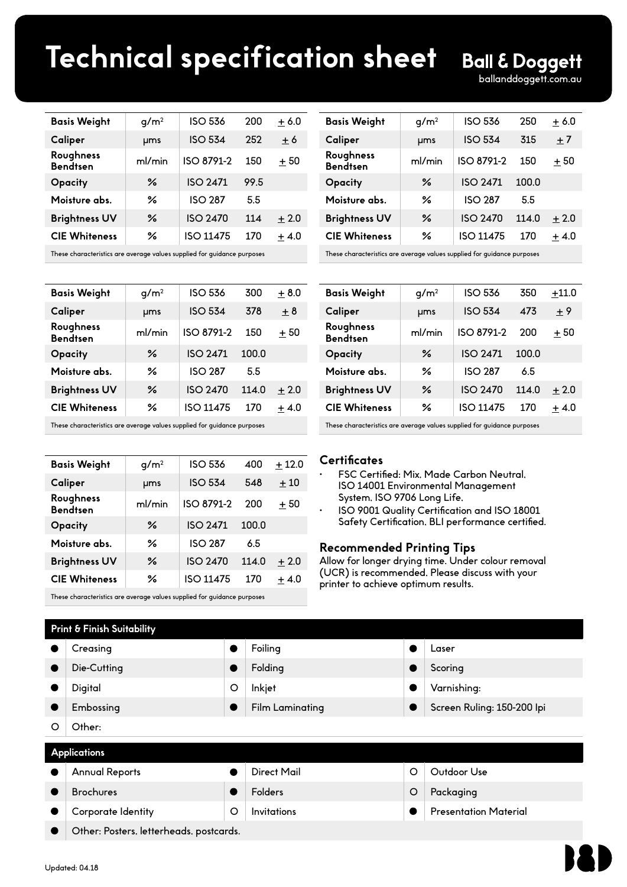# Technical specification sheet

Ball & Doggett
balland­doggett.com.au

| | | | | |
|---|---|---|---|---|
| **Basis Weight** | g/m² | ISO 536 | 200 | ± 6.0 |
| **Caliper** | µms | ISO 534 | 252 | ± 6 |
| **Roughness Bendtsen** | ml/min | ISO 8791-2 | 150 | ± 50 |
| **Opacity** | % | ISO 2471 | 99.5 | |
| **Moisture abs.** | % | ISO 287 | 5.5 | |
| **Brightness UV** | % | ISO 2470 | 114 | ± 2.0 |
| **CIE Whiteness** | % | ISO 11475 | 170 | ± 4.0 |

These characteristics are average values supplied for guidance purposes

| | | | | |
|---|---|---|---|---|
| **Basis Weight** | g/m² | ISO 536 | 250 | ± 6.0 |
| **Caliper** | µms | ISO 534 | 315 | ± 7 |
| **Roughness Bendtsen** | ml/min | ISO 8791-2 | 150 | ± 50 |
| **Opacity** | % | ISO 2471 | 100.0 | |
| **Moisture abs.** | % | ISO 287 | 5.5 | |
| **Brightness UV** | % | ISO 2470 | 114.0 | ± 2.0 |
| **CIE Whiteness** | % | ISO 11475 | 170 | ± 4.0 |

These characteristics are average values supplied for guidance purposes

| | | | | |
|---|---|---|---|---|
| **Basis Weight** | g/m² | ISO 536 | 300 | ± 8.0 |
| **Caliper** | µms | ISO 534 | 378 | ± 8 |
| **Roughness Bendtsen** | ml/min | ISO 8791-2 | 150 | ± 50 |
| **Opacity** | % | ISO 2471 | 100.0 | |
| **Moisture abs.** | % | ISO 287 | 5.5 | |
| **Brightness UV** | % | ISO 2470 | 114.0 | ± 2.0 |
| **CIE Whiteness** | % | ISO 11475 | 170 | ± 4.0 |

These characteristics are average values supplied for guidance purposes

| | | | | |
|---|---|---|---|---|
| **Basis Weight** | g/m² | ISO 536 | 350 | ±11.0 |
| **Caliper** | µms | ISO 534 | 473 | ± 9 |
| **Roughness Bendtsen** | ml/min | ISO 8791-2 | 200 | ± 50 |
| **Opacity** | % | ISO 2471 | 100.0 | |
| **Moisture abs.** | % | ISO 287 | 6.5 | |
| **Brightness UV** | % | ISO 2470 | 114.0 | ± 2.0 |
| **CIE Whiteness** | % | ISO 11475 | 170 | ± 4.0 |

These characteristics are average values supplied for guidance purposes

| | | | | |
|---|---|---|---|---|
| **Basis Weight** | g/m² | ISO 536 | 400 | ± 12.0 |
| **Caliper** | µms | ISO 534 | 548 | ± 10 |
| **Roughness Bendtsen** | ml/min | ISO 8791-2 | 200 | ± 50 |
| **Opacity** | % | ISO 2471 | 100.0 | |
| **Moisture abs.** | % | ISO 287 | 6.5 | |
| **Brightness UV** | % | ISO 2470 | 114.0 | ± 2.0 |
| **CIE Whiteness** | % | ISO 11475 | 170 | ± 4.0 |

These characteristics are average values supplied for guidance purposes

## Certificates

- FSC Certified: Mix. Made Carbon Neutral. ISO 14001 Environmental Management System. ISO 9706 Long Life.
- ISO 9001 Quality Certification and ISO 18001 Safety Certification. BLI performance certified.

## Recommended Printing Tips

Allow for longer drying time. Under colour removal (UCR) is recommended. Please discuss with your printer to achieve optimum results.

## Print & Finish Suitability

| | | | | | |
|---|---|---|---|---|---|
| ● | Creasing | ● | Foiling | ● | Laser |
| ● | Die-Cutting | ● | Folding | ● | Scoring |
| ● | Digital | ○ | Inkjet | ● | Varnishing: |
| ● | Embossing | ● | Film Laminating | ● | Screen Ruling: 150-200 lpi |
| ○ | Other: | | | | |

## Applications

| | | | | | |
|---|---|---|---|---|---|
| ● | Annual Reports | ● | Direct Mail | ○ | Outdoor Use |
| ● | Brochures | ● | Folders | ○ | Packaging |
| ● | Corporate Identity | ○ | Invitations | ● | Presentation Material |
| ● | Other: Posters, letterheads, postcards. | | | | |

Updated: 04.18